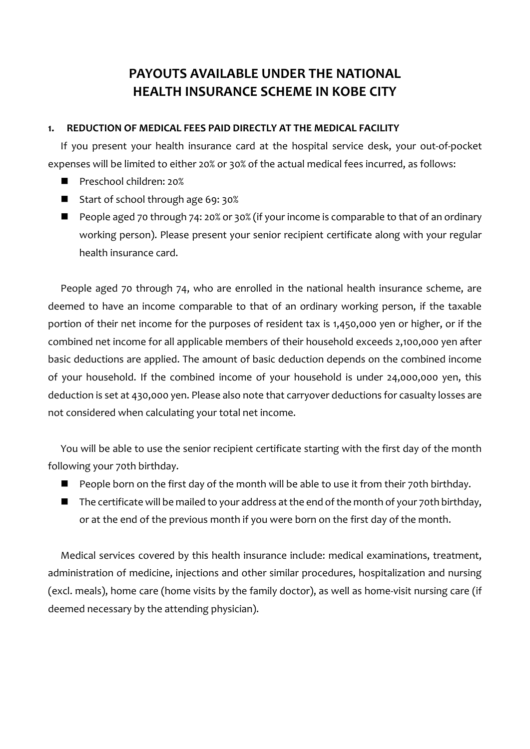# PAYOUTS AVAILABLE UNDER THE NATIONAL HEALTH INSURANCE SCHEME IN KOBE CITY

## 1. REDUCTION OF MEDICAL FEES PAID DIRECTLY AT THE MEDICAL FACILITY

If you present your health insurance card at the hospital service desk, your out-of-pocket expenses will be limited to either 20% or 30% of the actual medical fees incurred, as follows:

- Preschool children: 20%
- Start of school through age 69: 30%
- People aged 70 through 74: 20% or 30% (if your income is comparable to that of an ordinary working person). Please present your senior recipient certificate along with your regular health insurance card.

People aged 70 through 74, who are enrolled in the national health insurance scheme, are deemed to have an income comparable to that of an ordinary working person, if the taxable portion of their net income for the purposes of resident tax is 1,450,000 yen or higher, or if the combined net income for all applicable members of their household exceeds 2,100,000 yen after basic deductions are applied. The amount of basic deduction depends on the combined income of your household. If the combined income of your household is under 24,000,000 yen, this deduction is set at 430,000 yen. Please also note that carryover deductions for casualty losses are not considered when calculating your total net income.

You will be able to use the senior recipient certificate starting with the first day of the month following your 70th birthday.

- People born on the first day of the month will be able to use it from their 70th birthday.
- The certificate will be mailed to your address at the end of the month of your 70th birthday, or at the end of the previous month if you were born on the first day of the month.

Medical services covered by this health insurance include: medical examinations, treatment, administration of medicine, injections and other similar procedures, hospitalization and nursing (excl. meals), home care (home visits by the family doctor), as well as home-visit nursing care (if deemed necessary by the attending physician).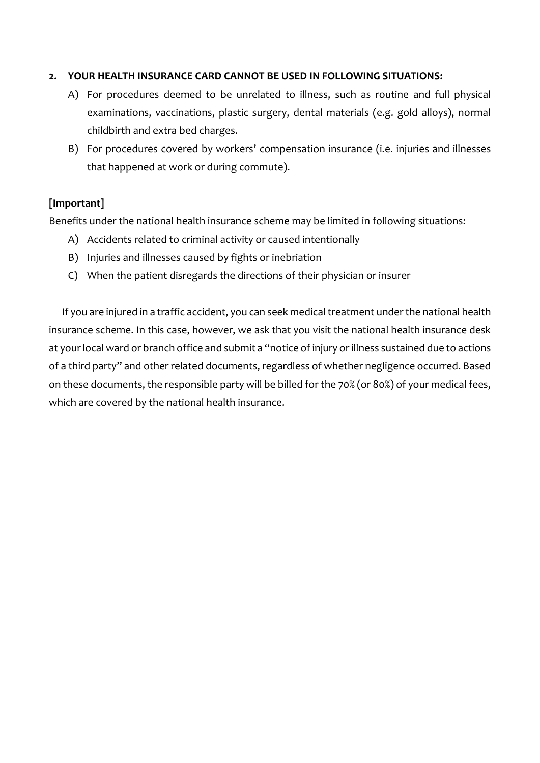2. **YOUR HEALTH INSURANCE CARD CANNOT BE USED IN FOLLOWING SITUATIONS:**

   A) For procedures deemed to be unrelated to illness, such as routine and full physical examinations, vaccinations, plastic surgery, dental materials (e.g. gold alloys), normal childbirth and extra bed charges.

   B) For procedures covered by workers' compensation insurance (i.e. injuries and illnesses that happened at work or during commute).

**[Important]**

Benefits under the national health insurance scheme may be limited in following situations:

A) Accidents related to criminal activity or caused intentionally

B) Injuries and illnesses caused by fights or inebriation

C) When the patient disregards the directions of their physician or insurer

If you are injured in a traffic accident, you can seek medical treatment under the national health insurance scheme. In this case, however, we ask that you visit the national health insurance desk at your local ward or branch office and submit a "notice of injury or illness sustained due to actions of a third party" and other related documents, regardless of whether negligence occurred. Based on these documents, the responsible party will be billed for the 70% (or 80%) of your medical fees, which are covered by the national health insurance.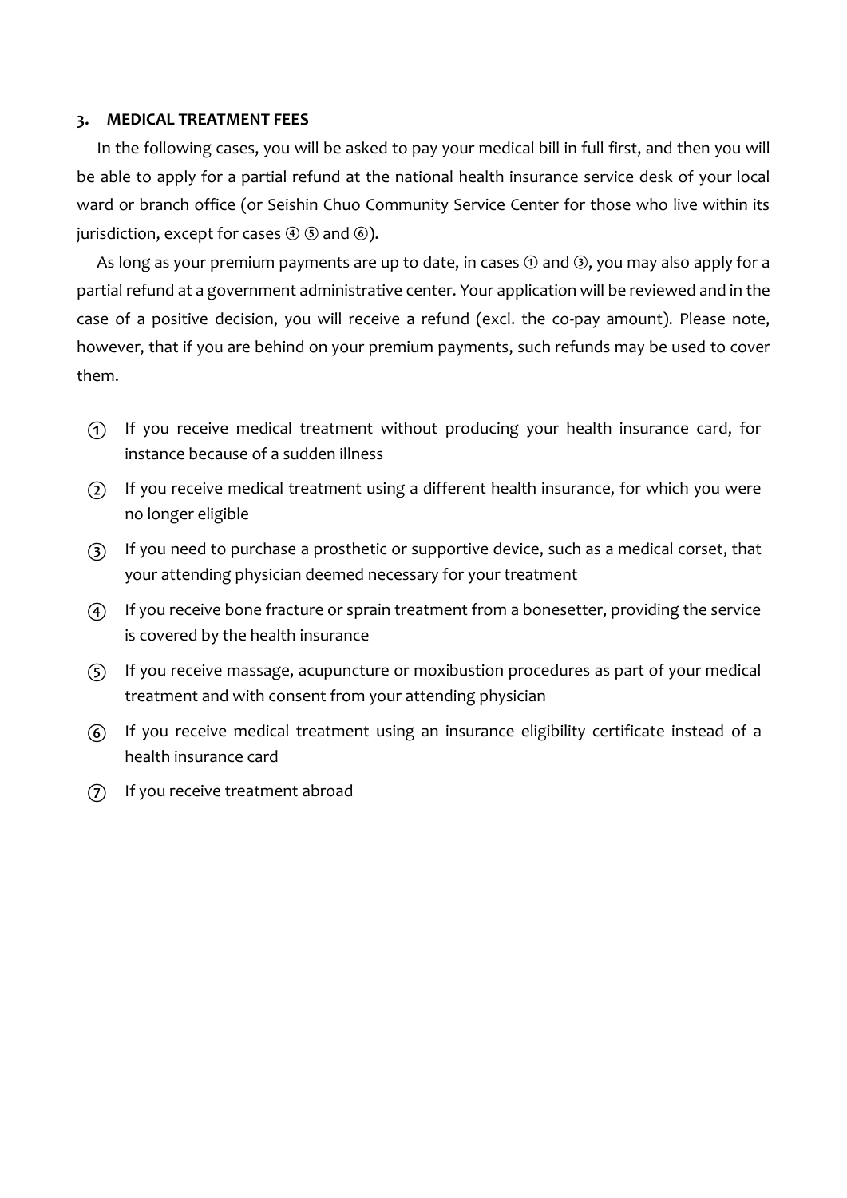### 3. MEDICAL TREATMENT FEES

In the following cases, you will be asked to pay your medical bill in full first, and then you will be able to apply for a partial refund at the national health insurance service desk of your local ward or branch office (or Seishin Chuo Community Service Center for those who live within its jurisdiction, except for cases ④ ⑤ and ⑥).

As long as your premium payments are up to date, in cases ① and ③, you may also apply for a partial refund at a government administrative center. Your application will be reviewed and in the case of a positive decision, you will receive a refund (excl. the co-pay amount). Please note, however, that if you are behind on your premium payments, such refunds may be used to cover them.

① If you receive medical treatment without producing your health insurance card, for instance because of a sudden illness

② If you receive medical treatment using a different health insurance, for which you were no longer eligible

③ If you need to purchase a prosthetic or supportive device, such as a medical corset, that your attending physician deemed necessary for your treatment

④ If you receive bone fracture or sprain treatment from a bonesetter, providing the service is covered by the health insurance

⑤ If you receive massage, acupuncture or moxibustion procedures as part of your medical treatment and with consent from your attending physician

⑥ If you receive medical treatment using an insurance eligibility certificate instead of a health insurance card

⑦ If you receive treatment abroad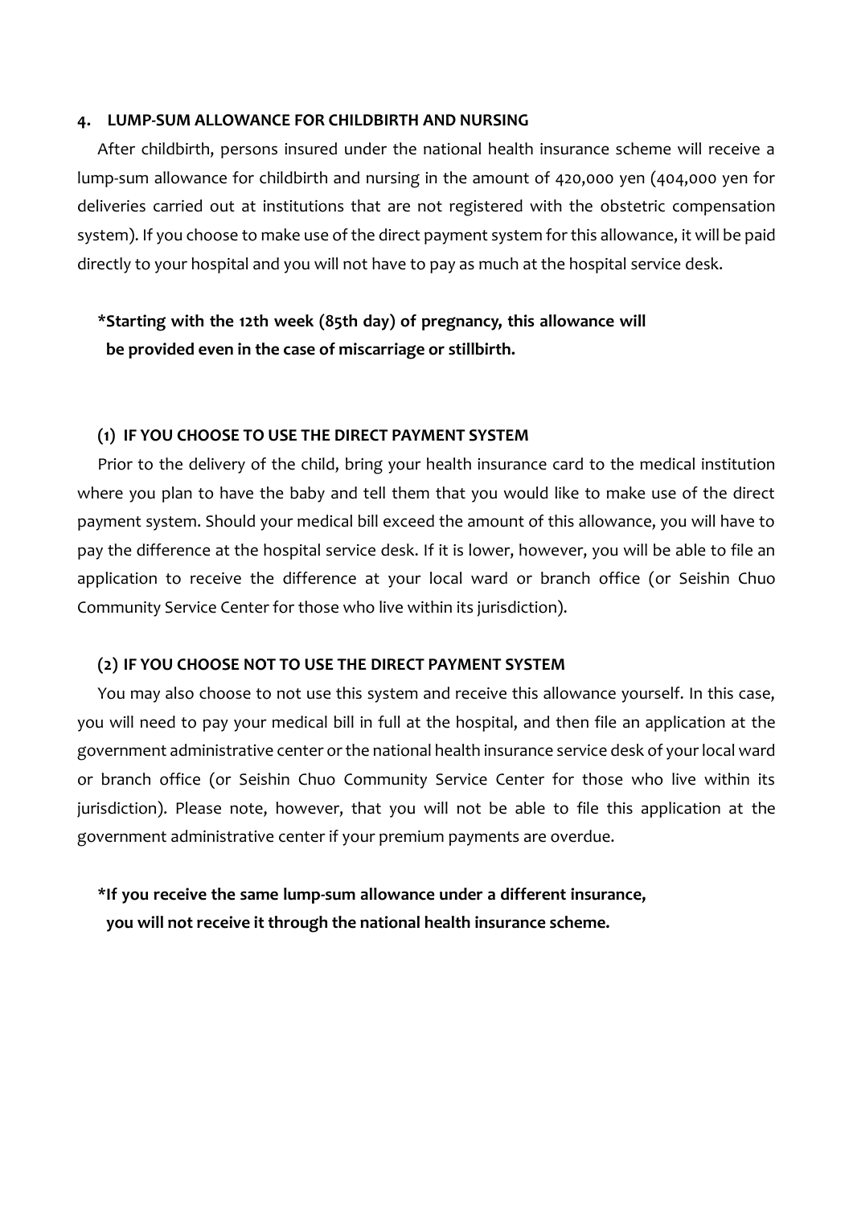## 4. LUMP-SUM ALLOWANCE FOR CHILDBIRTH AND NURSING

After childbirth, persons insured under the national health insurance scheme will receive a lump-sum allowance for childbirth and nursing in the amount of 420,000 yen (404,000 yen for deliveries carried out at institutions that are not registered with the obstetric compensation system). If you choose to make use of the direct payment system for this allowance, it will be paid directly to your hospital and you will not have to pay as much at the hospital service desk.

**\*Starting with the 12th week (85th day) of pregnancy, this allowance will be provided even in the case of miscarriage or stillbirth.**

### (1) IF YOU CHOOSE TO USE THE DIRECT PAYMENT SYSTEM

Prior to the delivery of the child, bring your health insurance card to the medical institution where you plan to have the baby and tell them that you would like to make use of the direct payment system. Should your medical bill exceed the amount of this allowance, you will have to pay the difference at the hospital service desk. If it is lower, however, you will be able to file an application to receive the difference at your local ward or branch office (or Seishin Chuo Community Service Center for those who live within its jurisdiction).

### (2) IF YOU CHOOSE NOT TO USE THE DIRECT PAYMENT SYSTEM

You may also choose to not use this system and receive this allowance yourself. In this case, you will need to pay your medical bill in full at the hospital, and then file an application at the government administrative center or the national health insurance service desk of your local ward or branch office (or Seishin Chuo Community Service Center for those who live within its jurisdiction). Please note, however, that you will not be able to file this application at the government administrative center if your premium payments are overdue.

**\*If you receive the same lump-sum allowance under a different insurance, you will not receive it through the national health insurance scheme.**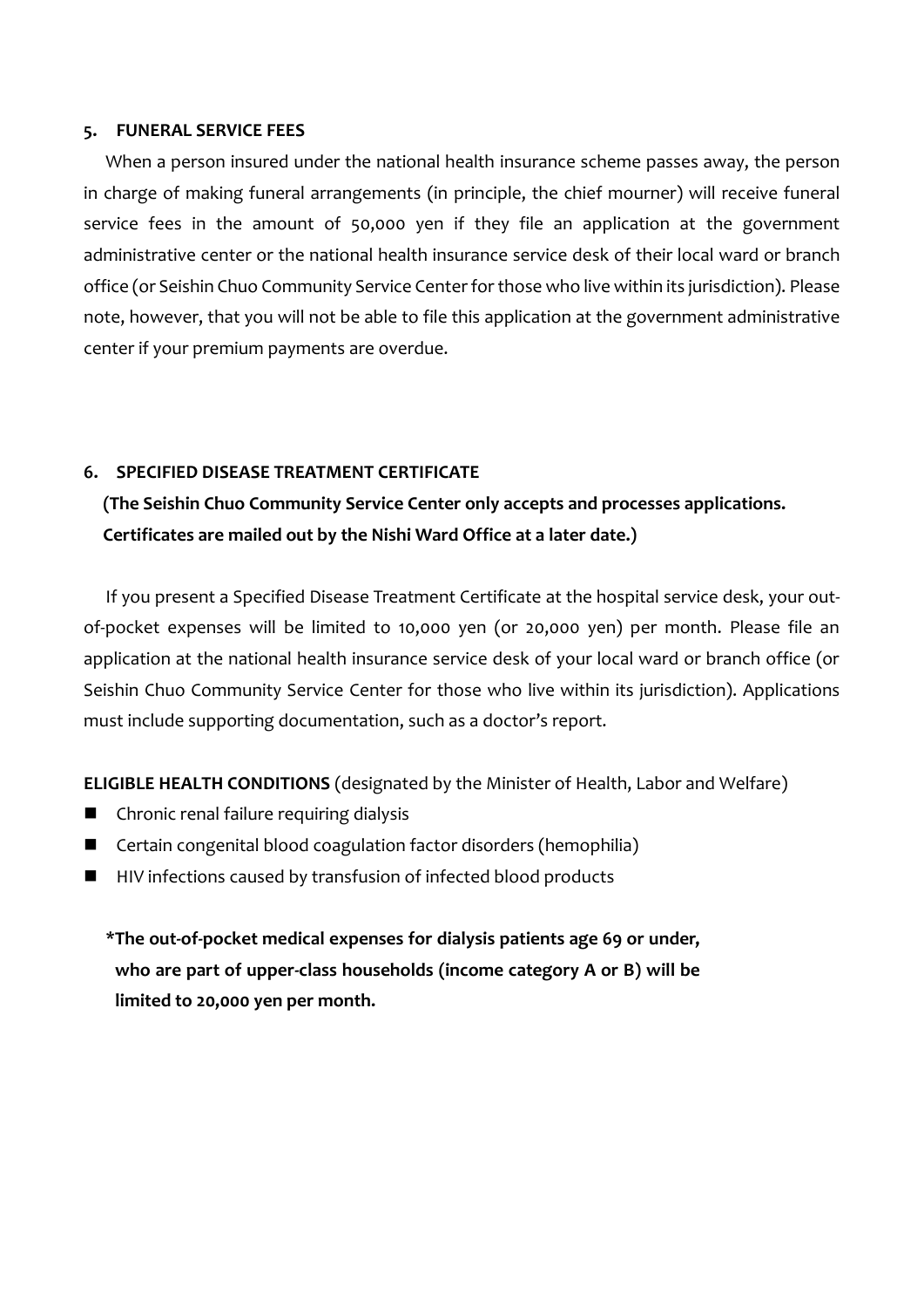## 5. FUNERAL SERVICE FEES

When a person insured under the national health insurance scheme passes away, the person in charge of making funeral arrangements (in principle, the chief mourner) will receive funeral service fees in the amount of 50,000 yen if they file an application at the government administrative center or the national health insurance service desk of their local ward or branch office (or Seishin Chuo Community Service Center for those who live within its jurisdiction). Please note, however, that you will not be able to file this application at the government administrative center if your premium payments are overdue.

## 6. SPECIFIED DISEASE TREATMENT CERTIFICATE

**(The Seishin Chuo Community Service Center only accepts and processes applications. Certificates are mailed out by the Nishi Ward Office at a later date.)**

If you present a Specified Disease Treatment Certificate at the hospital service desk, your out-of-pocket expenses will be limited to 10,000 yen (or 20,000 yen) per month. Please file an application at the national health insurance service desk of your local ward or branch office (or Seishin Chuo Community Service Center for those who live within its jurisdiction). Applications must include supporting documentation, such as a doctor's report.

**ELIGIBLE HEALTH CONDITIONS** (designated by the Minister of Health, Labor and Welfare)

- Chronic renal failure requiring dialysis
- Certain congenital blood coagulation factor disorders (hemophilia)
- HIV infections caused by transfusion of infected blood products

**\*The out-of-pocket medical expenses for dialysis patients age 69 or under, who are part of upper-class households (income category A or B) will be limited to 20,000 yen per month.**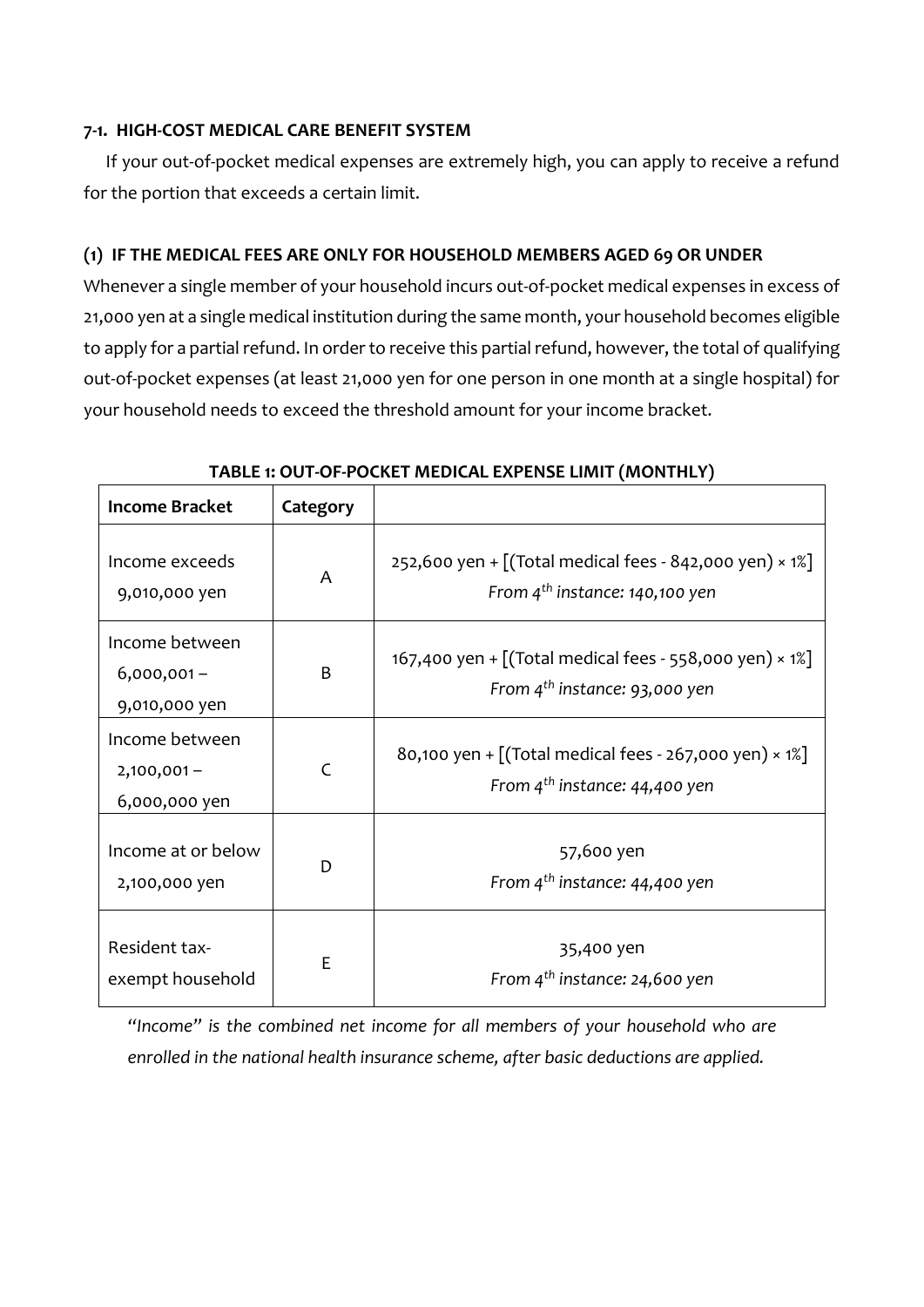### 7-1. HIGH-COST MEDICAL CARE BENEFIT SYSTEM

If your out-of-pocket medical expenses are extremely high, you can apply to receive a refund for the portion that exceeds a certain limit.

### (1) IF THE MEDICAL FEES ARE ONLY FOR HOUSEHOLD MEMBERS AGED 69 OR UNDER

Whenever a single member of your household incurs out-of-pocket medical expenses in excess of 21,000 yen at a single medical institution during the same month, your household becomes eligible to apply for a partial refund. In order to receive this partial refund, however, the total of qualifying out-of-pocket expenses (at least 21,000 yen for one person in one month at a single hospital) for your household needs to exceed the threshold amount for your income bracket.

**TABLE 1: OUT-OF-POCKET MEDICAL EXPENSE LIMIT (MONTHLY)**

| Income Bracket | Category | |
|---|---|---|
| Income exceeds 9,010,000 yen | A | 252,600 yen + [(Total medical fees - 842,000 yen) × 1%]<br>*From 4th instance: 140,100 yen* |
| Income between 6,000,001 – 9,010,000 yen | B | 167,400 yen + [(Total medical fees - 558,000 yen) × 1%]<br>*From 4th instance: 93,000 yen* |
| Income between 2,100,001 – 6,000,000 yen | C | 80,100 yen + [(Total medical fees - 267,000 yen) × 1%]<br>*From 4th instance: 44,400 yen* |
| Income at or below 2,100,000 yen | D | 57,600 yen<br>*From 4th instance: 44,400 yen* |
| Resident tax-exempt household | E | 35,400 yen<br>*From 4th instance: 24,600 yen* |

*"Income" is the combined net income for all members of your household who are enrolled in the national health insurance scheme, after basic deductions are applied.*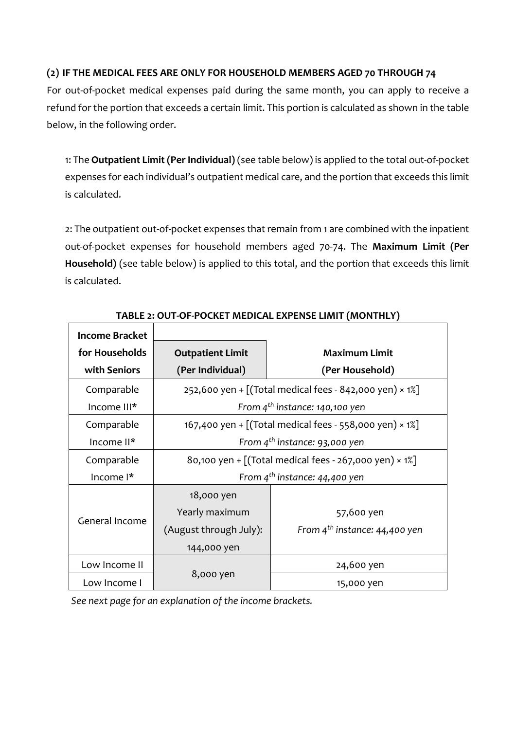### (2) IF THE MEDICAL FEES ARE ONLY FOR HOUSEHOLD MEMBERS AGED 70 THROUGH 74

For out-of-pocket medical expenses paid during the same month, you can apply to receive a refund for the portion that exceeds a certain limit. This portion is calculated as shown in the table below, in the following order.

1: The **Outpatient Limit (Per Individual)** (see table below) is applied to the total out-of-pocket expenses for each individual's outpatient medical care, and the portion that exceeds this limit is calculated.

2: The outpatient out-of-pocket expenses that remain from 1 are combined with the inpatient out-of-pocket expenses for household members aged 70-74. The **Maximum Limit (Per Household)** (see table below) is applied to this total, and the portion that exceeds this limit is calculated.

**TABLE 2: OUT-OF-POCKET MEDICAL EXPENSE LIMIT (MONTHLY)**

| Income Bracket for Households with Seniors | Outpatient Limit (Per Individual) | Maximum Limit (Per Household) |
|---|---|---|
| Comparable Income III* | 252,600 yen + [(Total medical fees - 842,000 yen) × 1%]<br>*From 4th instance: 140,100 yen* | |
| Comparable Income II* | 167,400 yen + [(Total medical fees - 558,000 yen) × 1%]<br>*From 4th instance: 93,000 yen* | |
| Comparable Income I* | 80,100 yen + [(Total medical fees - 267,000 yen) × 1%]<br>*From 4th instance: 44,400 yen* | |
| General Income | 18,000 yen<br>Yearly maximum (August through July): 144,000 yen | 57,600 yen<br>*From 4th instance: 44,400 yen* |
| Low Income II | 8,000 yen | 24,600 yen |
| Low Income I | | 15,000 yen |

*See next page for an explanation of the income brackets.*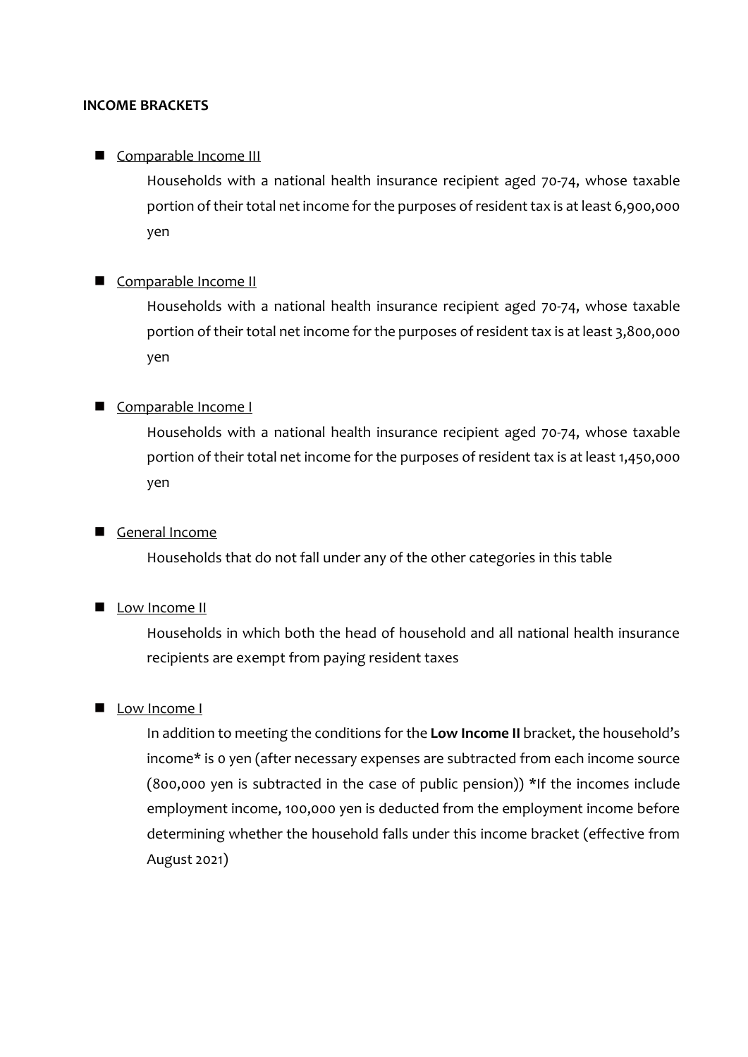**INCOME BRACKETS**

- Comparable Income III

  Households with a national health insurance recipient aged 70-74, whose taxable portion of their total net income for the purposes of resident tax is at least 6,900,000 yen

- Comparable Income II

  Households with a national health insurance recipient aged 70-74, whose taxable portion of their total net income for the purposes of resident tax is at least 3,800,000 yen

- Comparable Income I

  Households with a national health insurance recipient aged 70-74, whose taxable portion of their total net income for the purposes of resident tax is at least 1,450,000 yen

- General Income

  Households that do not fall under any of the other categories in this table

- Low Income II

  Households in which both the head of household and all national health insurance recipients are exempt from paying resident taxes

- Low Income I

  In addition to meeting the conditions for the **Low Income II** bracket, the household's income* is 0 yen (after necessary expenses are subtracted from each income source (800,000 yen is subtracted in the case of public pension)) *If the incomes include employment income, 100,000 yen is deducted from the employment income before determining whether the household falls under this income bracket (effective from August 2021)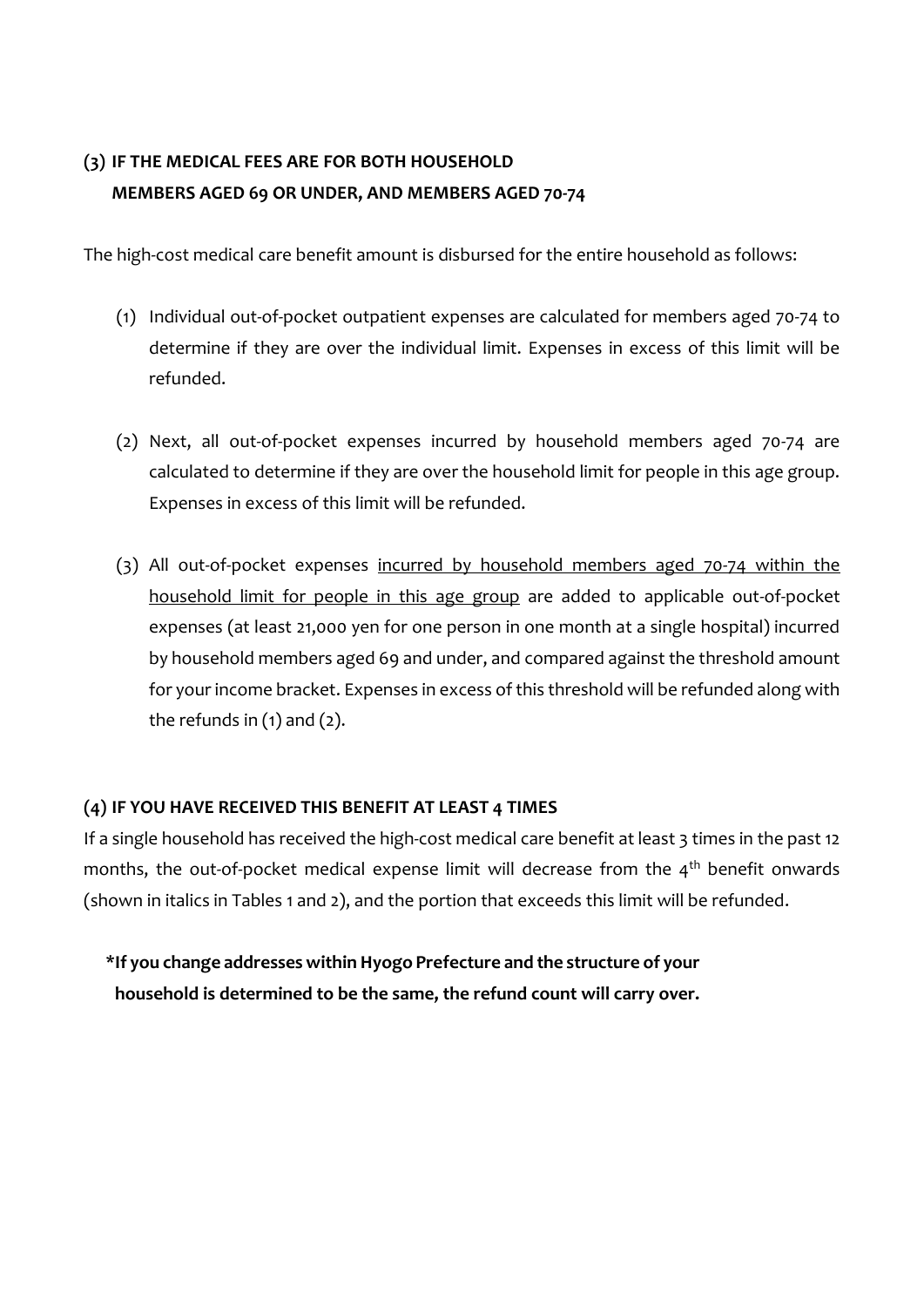## (3) IF THE MEDICAL FEES ARE FOR BOTH HOUSEHOLD MEMBERS AGED 69 OR UNDER, AND MEMBERS AGED 70-74

The high-cost medical care benefit amount is disbursed for the entire household as follows:

(1) Individual out-of-pocket outpatient expenses are calculated for members aged 70-74 to determine if they are over the individual limit. Expenses in excess of this limit will be refunded.

(2) Next, all out-of-pocket expenses incurred by household members aged 70-74 are calculated to determine if they are over the household limit for people in this age group. Expenses in excess of this limit will be refunded.

(3) All out-of-pocket expenses <u>incurred by household members aged 70-74 within the household limit for people in this age group</u> are added to applicable out-of-pocket expenses (at least 21,000 yen for one person in one month at a single hospital) incurred by household members aged 69 and under, and compared against the threshold amount for your income bracket. Expenses in excess of this threshold will be refunded along with the refunds in (1) and (2).

## (4) IF YOU HAVE RECEIVED THIS BENEFIT AT LEAST 4 TIMES

If a single household has received the high-cost medical care benefit at least 3 times in the past 12 months, the out-of-pocket medical expense limit will decrease from the 4th benefit onwards (shown in italics in Tables 1 and 2), and the portion that exceeds this limit will be refunded.

**\*If you change addresses within Hyogo Prefecture and the structure of your household is determined to be the same, the refund count will carry over.**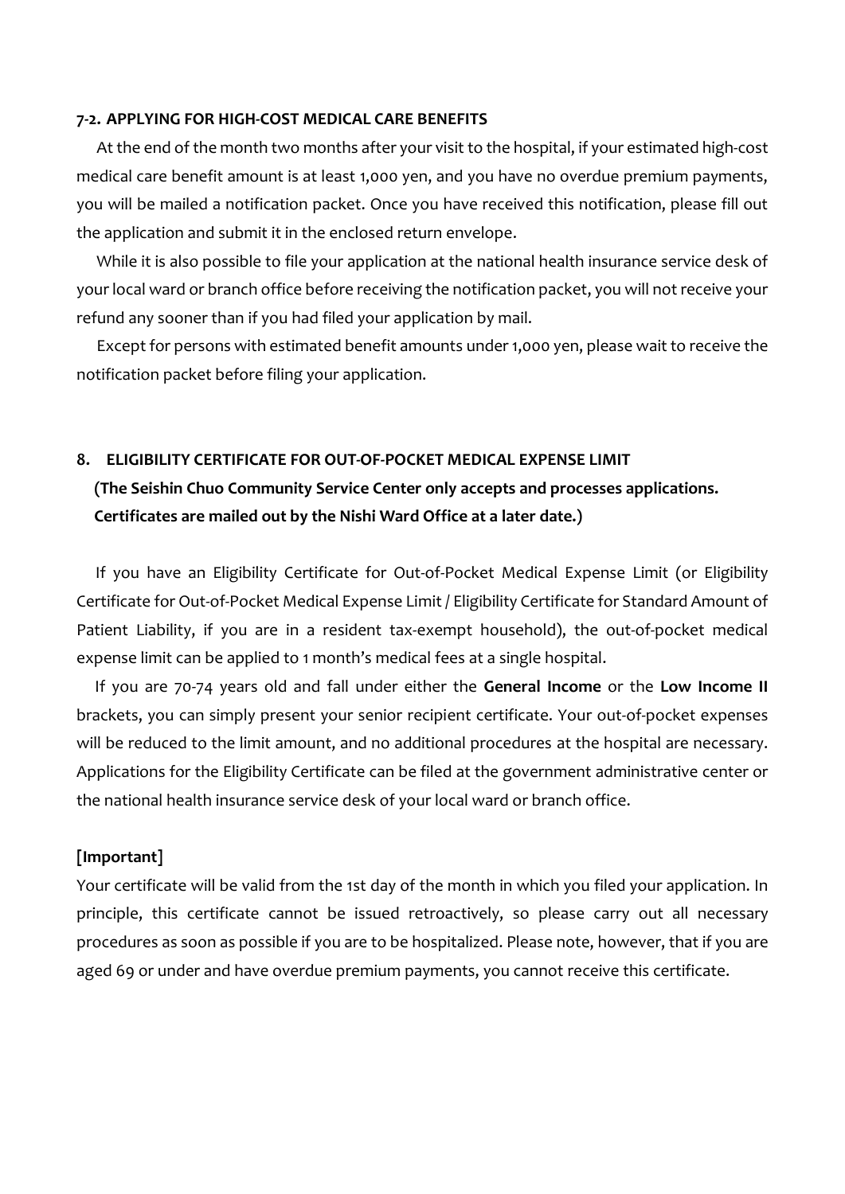### 7-2. APPLYING FOR HIGH-COST MEDICAL CARE BENEFITS

At the end of the month two months after your visit to the hospital, if your estimated high-cost medical care benefit amount is at least 1,000 yen, and you have no overdue premium payments, you will be mailed a notification packet. Once you have received this notification, please fill out the application and submit it in the enclosed return envelope.

While it is also possible to file your application at the national health insurance service desk of your local ward or branch office before receiving the notification packet, you will not receive your refund any sooner than if you had filed your application by mail.

Except for persons with estimated benefit amounts under 1,000 yen, please wait to receive the notification packet before filing your application.

## 8. ELIGIBILITY CERTIFICATE FOR OUT-OF-POCKET MEDICAL EXPENSE LIMIT

**(The Seishin Chuo Community Service Center only accepts and processes applications. Certificates are mailed out by the Nishi Ward Office at a later date.)**

If you have an Eligibility Certificate for Out-of-Pocket Medical Expense Limit (or Eligibility Certificate for Out-of-Pocket Medical Expense Limit / Eligibility Certificate for Standard Amount of Patient Liability, if you are in a resident tax-exempt household), the out-of-pocket medical expense limit can be applied to 1 month's medical fees at a single hospital.

If you are 70-74 years old and fall under either the **General Income** or the **Low Income II** brackets, you can simply present your senior recipient certificate. Your out-of-pocket expenses will be reduced to the limit amount, and no additional procedures at the hospital are necessary. Applications for the Eligibility Certificate can be filed at the government administrative center or the national health insurance service desk of your local ward or branch office.

**[Important]**

Your certificate will be valid from the 1st day of the month in which you filed your application. In principle, this certificate cannot be issued retroactively, so please carry out all necessary procedures as soon as possible if you are to be hospitalized. Please note, however, that if you are aged 69 or under and have overdue premium payments, you cannot receive this certificate.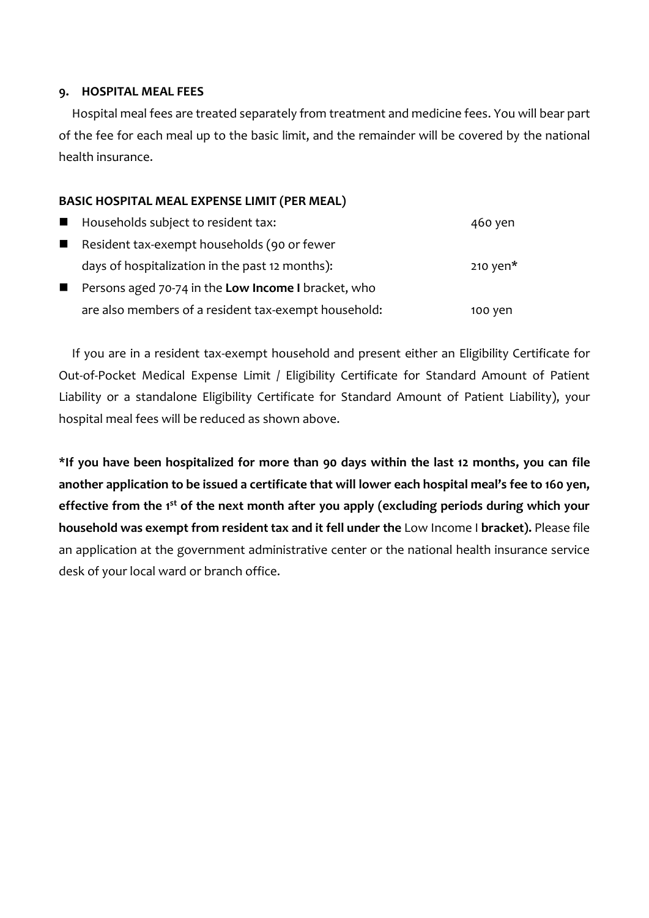## 9. HOSPITAL MEAL FEES

Hospital meal fees are treated separately from treatment and medicine fees. You will bear part of the fee for each meal up to the basic limit, and the remainder will be covered by the national health insurance.

### BASIC HOSPITAL MEAL EXPENSE LIMIT (PER MEAL)

| | |
|---|---|
| ■ Households subject to resident tax: | 460 yen |
| ■ Resident tax-exempt households (90 or fewer days of hospitalization in the past 12 months): | 210 yen* |
| ■ Persons aged 70-74 in the **Low Income I** bracket, who are also members of a resident tax-exempt household: | 100 yen |

If you are in a resident tax-exempt household and present either an Eligibility Certificate for Out-of-Pocket Medical Expense Limit / Eligibility Certificate for Standard Amount of Patient Liability or a standalone Eligibility Certificate for Standard Amount of Patient Liability), your hospital meal fees will be reduced as shown above.

**\*If you have been hospitalized for more than 90 days within the last 12 months, you can file another application to be issued a certificate that will lower each hospital meal's fee to 160 yen, effective from the 1st of the next month after you apply (excluding periods during which your household was exempt from resident tax and it fell under the** Low Income I **bracket).** Please file an application at the government administrative center or the national health insurance service desk of your local ward or branch office.